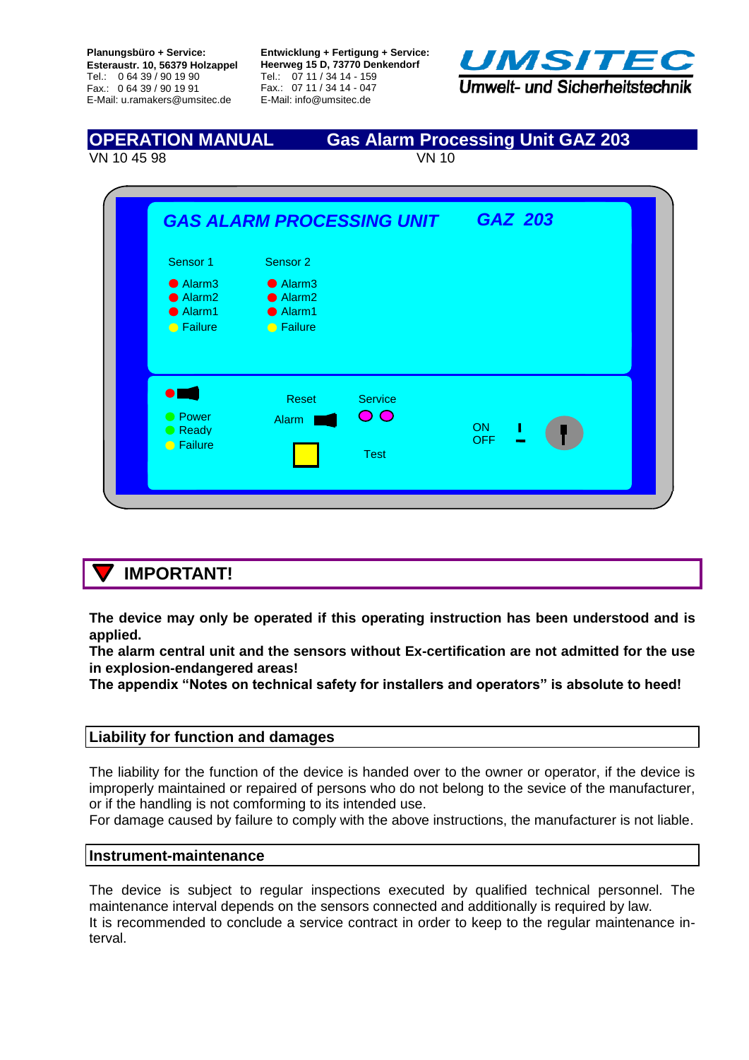**Planungsbüro + Service:**
**Esteraustr. 10, 56379 Holzappel**
Tel.: 0 64 39 / 90 19 90
Fax.: 0 64 39 / 90 19 91
E-Mail: u.ramakers@umsitec.de

**Entwicklung + Fertigung + Service:**
**Heerweg 15 D, 73770 Denkendorf**
Tel.: 07 11 / 34 14 - 159
Fax.: 07 11 / 34 14 - 047
E-Mail: info@umsitec.de

**UMSITEC**
Umwelt- und Sicherheitstechnik

# OPERATION MANUAL Gas Alarm Processing Unit GAZ 203

VN 10 45 98 VN 10

GAS ALARM PROCESSING UNIT GAZ 203

| Sensor 1 | Sensor 2 |
|---|---|
| Alarm3 | Alarm3 |
| Alarm2 | Alarm2 |
| Alarm1 | Alarm1 |
| Failure | Failure |

Power
Ready
Failure

Reset
Alarm

Service

Test

ON
OFF

## IMPORTANT!

**The device may only be operated if this operating instruction has been understood and is applied.**
**The alarm central unit and the sensors without Ex-certification are not admitted for the use in explosion-endangered areas!**
**The appendix "Notes on technical safety for installers and operators" is absolute to heed!**

## Liability for function and damages

The liability for the function of the device is handed over to the owner or operator, if the device is improperly maintained or repaired of persons who do not belong to the sevice of the manufacturer, or if the handling is not comforming to its intended use.
For damage caused by failure to comply with the above instructions, the manufacturer is not liable.

## Instrument-maintenance

The device is subject to regular inspections executed by qualified technical personnel. The maintenance interval depends on the sensors connected and additionally is required by law.
It is recommended to conclude a service contract in order to keep to the regular maintenance interval.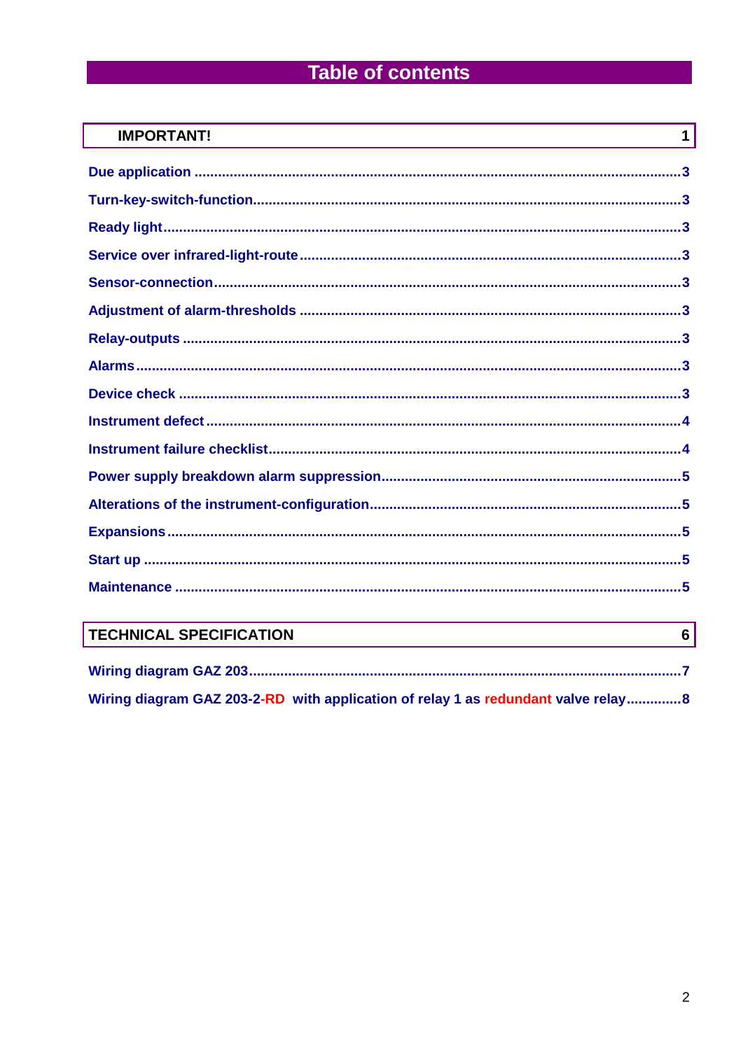# Table of contents

**IMPORTANT!** 1

**Due application** ..... 3

**Turn-key-switch-function** ..... 3

**Ready light** ..... 3

**Service over infrared-light-route** ..... 3

**Sensor-connection** ..... 3

**Adjustment of alarm-thresholds** ..... 3

**Relay-outputs** ..... 3

**Alarms** ..... 3

**Device check** ..... 3

**Instrument defect** ..... 4

**Instrument failure checklist** ..... 4

**Power supply breakdown alarm suppression** ..... 5

**Alterations of the instrument-configuration** ..... 5

**Expansions** ..... 5

**Start up** ..... 5

**Maintenance** ..... 5

**TECHNICAL SPECIFICATION** 6

**Wiring diagram GAZ 203** ..... 7

**Wiring diagram GAZ 203-2-RD with application of relay 1 as redundant valve relay** ..... 8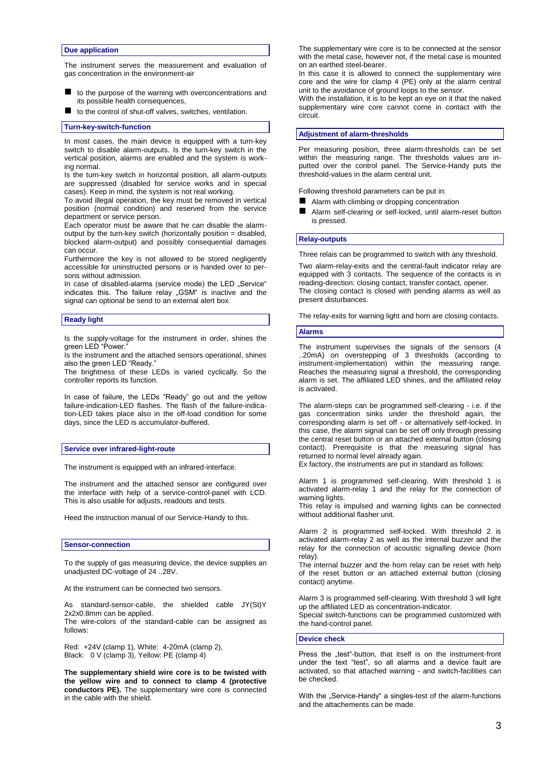## Due application

The instrument serves the measurement and evaluation of gas concentration in the environment-air

- to the purpose of the warning with overconcentrations and its possible health consequences,
- to the control of shut-off valves, switches, ventilation.

## Turn-key-switch-function

In most cases, the main device is equipped with a turn-key switch to disable alarm-outputs. Is the turn-key switch in the vertical position, alarms are enabled and the system is working normal.
Is the turn-key switch in horizontal position, all alarm-outputs are suppressed (disabled for service works and in special cases). Keep in mind, the system is not real working.
To avoid illegal operation, the key must be removed in vertical position (normal condition) and reserved from the service department or service person.
Each operator must be aware that he can disable the alarm-output by the turn-key switch (horizontally position = disabled, blocked alarm-output) and possibly consequential damages can occur.
Furthermore the key is not allowed to be stored negligently accessible for uninstructed persons or is handed over to persons without admission.
In case of disabled-alarms (service mode) the LED „Service“ indicates this. The failure relay „GSM“ is inactive and the signal can optional be send to an external alert box.

## Ready light

Is the supply-voltage for the instrument in order, shines the green LED “Power.”
Is the instrument and the attached sensors operational, shines also the green LED “Ready.”
The brightness of these LEDs is varied cyclically. So the controller reports its function.

In case of failure, the LEDs “Ready” go out and the yellow failure-indication-LED flashes. The flash of the failure-indication-LED takes place also in the off-load condition for some days, since the LED is accumulator-buffered.

## Service over infrared-light-route

The instrument is equipped with an infrared-interface.

The instrument and the attached sensor are configured over the interface with help of a service-control-panel with LCD. This is also usable for adjusts, readouts and tests.

Heed the instruction manual of our Service-Handy to this.

## Sensor-connection

To the supply of gas measuring device, the device supplies an unadjusted DC-voltage of 24 ..28V.

At the instrument can be connected two sensors.

As standard-sensor-cable, the shielded cable JY(St)Y 2x2x0.8mm can be applied.
The wire-colors of the standard-cable can be assigned as follows:

Red: +24V (clamp 1), White: 4-20mA (clamp 2),
Black: 0 V (clamp 3), Yellow: PE (clamp 4)

**The supplementary shield wire core is to be twisted with the yellow wire and to connect to clamp 4 (protective conductors PE).** The supplementary wire core is connected in the cable with the shield.

The supplementary wire core is to be connected at the sensor with the metal case, however not, if the metal case is mounted on an earthed steel-bearer.
In this case it is allowed to connect the supplementary wire core and the wire for clamp 4 (PE) only at the alarm central unit to the avoidance of ground loops to the sensor.
With the installation, it is to be kept an eye on it that the naked supplementary wire core cannot come in contact with the circuit.

## Adjustment of alarm-thresholds

Per measuring position, three alarm-thresholds can be set within the measuring range. The thresholds values are inputted over the control panel. The Service-Handy puts the threshold-values in the alarm central unit.

Following threshold parameters can be put in:

- Alarm with climbing or dropping concentration
- Alarm self-clearing or self-locked, until alarm-reset button is pressed.

## Relay-outputs

Three relais can be programmed to switch with any threshold.

Two alarm-relay-exits and the central-fault indicator relay are equipped with 3 contacts. The sequence of the contacts is in reading-direction: closing contact, transfer contact, opener.
The closing contact is closed with pending alarms as well as present disturbances.

The relay-exits for warning light and horn are closing contacts.

## Alarms

The instrument supervises the signals of the sensors (4 ..20mA) on overstepping of 3 thresholds (according to instrument-implementation) within the measuring range. Reaches the measuring signal a threshold, the corresponding alarm is set. The affiliated LED shines, and the affiliated relay is activated.

The alarm-steps can be programmed self-clearing - i.e. if the gas concentration sinks under the threshold again, the corresponding alarm is set off - or alternatively self-locked. In this case, the alarm signal can be set off only through pressing the central reset button or an attached external button (closing contact). Prerequisite is that the measuring signal has returned to normal level already again.
Ex factory, the instruments are put in standard as follows:

Alarm 1 is programmed self-clearing. With threshold 1 is activated alarm-relay 1 and the relay for the connection of warning lights.
This relay is impulsed and warning lights can be connected without additional flasher unit.

Alarm 2 is programmed self-locked. With threshold 2 is activated alarm-relay 2 as well as the internal buzzer and the relay for the connection of acoustic signalling device (horn relay).
The internal buzzer and the horn relay can be reset with help of the reset button or an attached external button (closing contact) anytime.

Alarm 3 is programmed self-clearing. With threshold 3 will light up the affiliated LED as concentration-indicator.
Special switch-functions can be programmed customized with the hand-control panel.

## Device check

Press the „test“-button, that itself is on the instrument-front under the text “test”, so all alarms and a device fault are activated, so that attached warning - and switch-facilities can be checked.

With the „Service-Handy“ a singles-test of the alarm-functions and the attachements can be made.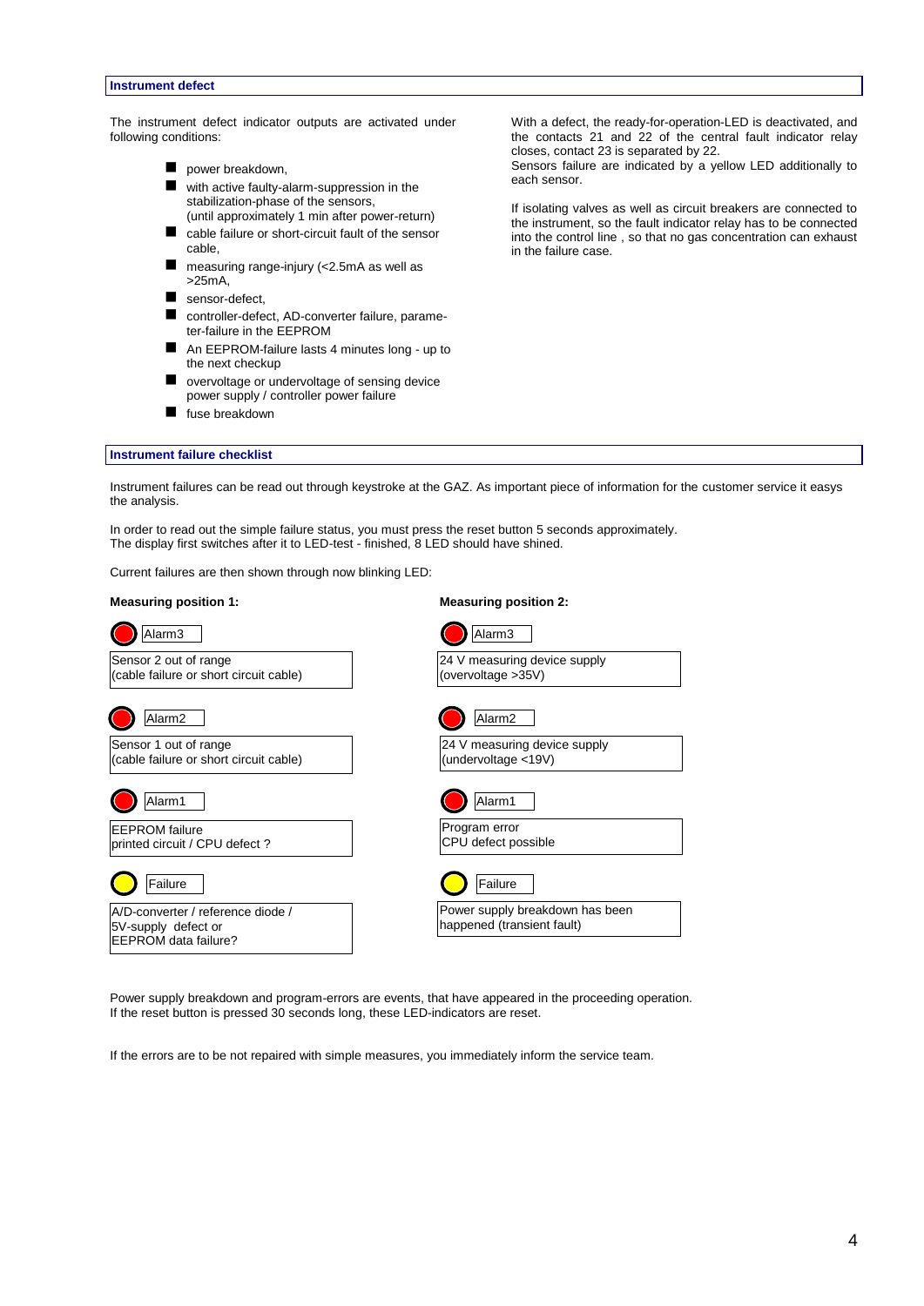## Instrument defect

The instrument defect indicator outputs are activated under following conditions:

- power breakdown,
- with active faulty-alarm-suppression in the stabilization-phase of the sensors, (until approximately 1 min after power-return)
- cable failure or short-circuit fault of the sensor cable,
- measuring range-injury (<2.5mA as well as >25mA,
- sensor-defect,
- controller-defect, AD-converter failure, parameter-failure in the EEPROM
- An EEPROM-failure lasts 4 minutes long - up to the next checkup
- overvoltage or undervoltage of sensing device power supply / controller power failure
- fuse breakdown

With a defect, the ready-for-operation-LED is deactivated, and the contacts 21 and 22 of the central fault indicator relay closes, contact 23 is separated by 22.
Sensors failure are indicated by a yellow LED additionally to each sensor.

If isolating valves as well as circuit breakers are connected to the instrument, so the fault indicator relay has to be connected into the control line , so that no gas concentration can exhaust in the failure case.

## Instrument failure checklist

Instrument failures can be read out through keystroke at the GAZ. As important piece of information for the customer service it easys the analysis.

In order to read out the simple failure status, you must press the reset button 5 seconds approximately.
The display first switches after it to LED-test - finished, 8 LED should have shined.

Current failures are then shown through now blinking LED:

| LED | Measuring position 1: | Measuring position 2: |
| --- | --- | --- |
| Alarm3 (red) | Sensor 2 out of range (cable failure or short circuit cable) | 24 V measuring device supply (overvoltage >35V) |
| Alarm2 (red) | Sensor 1 out of range (cable failure or short circuit cable) | 24 V measuring device supply (undervoltage <19V) |
| Alarm1 (red) | EEPROM failure printed circuit / CPU defect ? | Program error CPU defect possible |
| Failure (yellow) | A/D-converter / reference diode / 5V-supply defect or EEPROM data failure? | Power supply breakdown has been happened (transient fault) |

Power supply breakdown and program-errors are events, that have appeared in the proceeding operation.
If the reset button is pressed 30 seconds long, these LED-indicators are reset.

If the errors are to be not repaired with simple measures, you immediately inform the service team.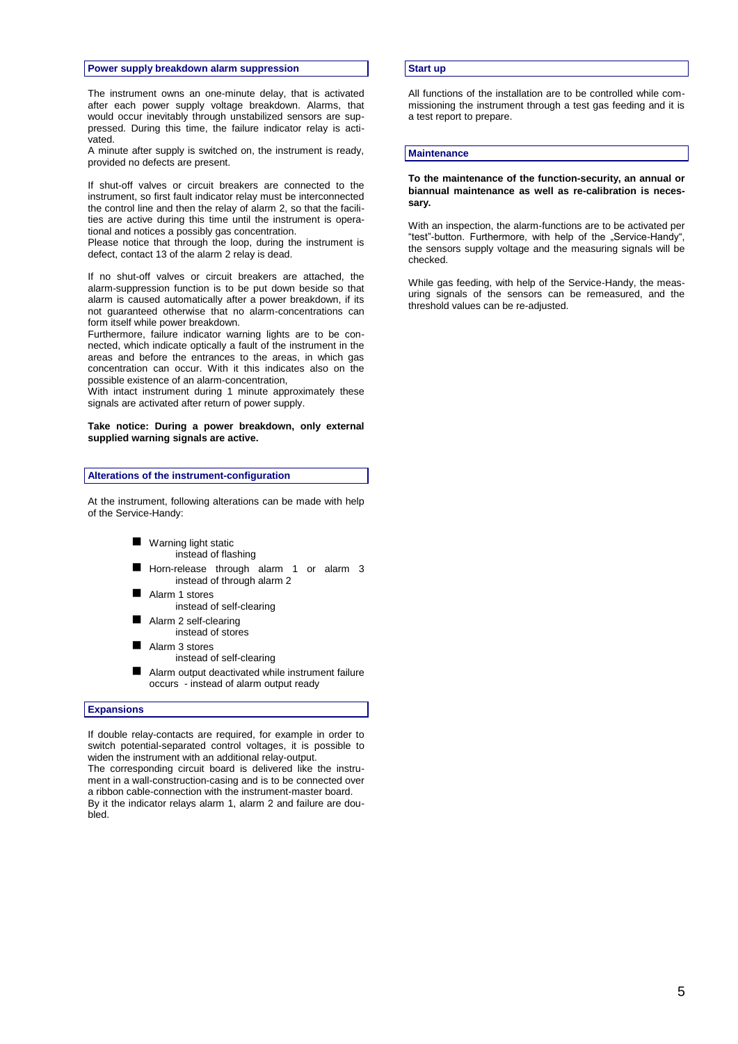## Power supply breakdown alarm suppression

The instrument owns an one-minute delay, that is activated after each power supply voltage breakdown. Alarms, that would occur inevitably through unstabilized sensors are suppressed. During this time, the failure indicator relay is activated.
A minute after supply is switched on, the instrument is ready, provided no defects are present.

If shut-off valves or circuit breakers are connected to the instrument, so first fault indicator relay must be interconnected the control line and then the relay of alarm 2, so that the facilities are active during this time until the instrument is operational and notices a possibly gas concentration.
Please notice that through the loop, during the instrument is defect, contact 13 of the alarm 2 relay is dead.

If no shut-off valves or circuit breakers are attached, the alarm-suppression function is to be put down beside so that alarm is caused automatically after a power breakdown, if its not guaranteed otherwise that no alarm-concentrations can form itself while power breakdown.
Furthermore, failure indicator warning lights are to be connected, which indicate optically a fault of the instrument in the areas and before the entrances to the areas, in which gas concentration can occur. With it this indicates also on the possible existence of an alarm-concentration,
With intact instrument during 1 minute approximately these signals are activated after return of power supply.

**Take notice: During a power breakdown, only external supplied warning signals are active.**

## Alterations of the instrument-configuration

At the instrument, following alterations can be made with help of the Service-Handy:

- Warning light static
  instead of flashing
- Horn-release through alarm 1 or alarm 3
  instead of through alarm 2
- Alarm 1 stores
  instead of self-clearing
- Alarm 2 self-clearing
  instead of stores
- Alarm 3 stores
  instead of self-clearing
- Alarm output deactivated while instrument failure occurs - instead of alarm output ready

## Expansions

If double relay-contacts are required, for example in order to switch potential-separated control voltages, it is possible to widen the instrument with an additional relay-output.
The corresponding circuit board is delivered like the instrument in a wall-construction-casing and is to be connected over a ribbon cable-connection with the instrument-master board.
By it the indicator relays alarm 1, alarm 2 and failure are doubled.

## Start up

All functions of the installation are to be controlled while commissioning the instrument through a test gas feeding and it is a test report to prepare.

## Maintenance

**To the maintenance of the function-security, an annual or biannual maintenance as well as re-calibration is necessary.**

With an inspection, the alarm-functions are to be activated per "test"-button. Furthermore, with help of the „Service-Handy", the sensors supply voltage and the measuring signals will be checked.

While gas feeding, with help of the Service-Handy, the measuring signals of the sensors can be remeasured, and the threshold values can be re-adjusted.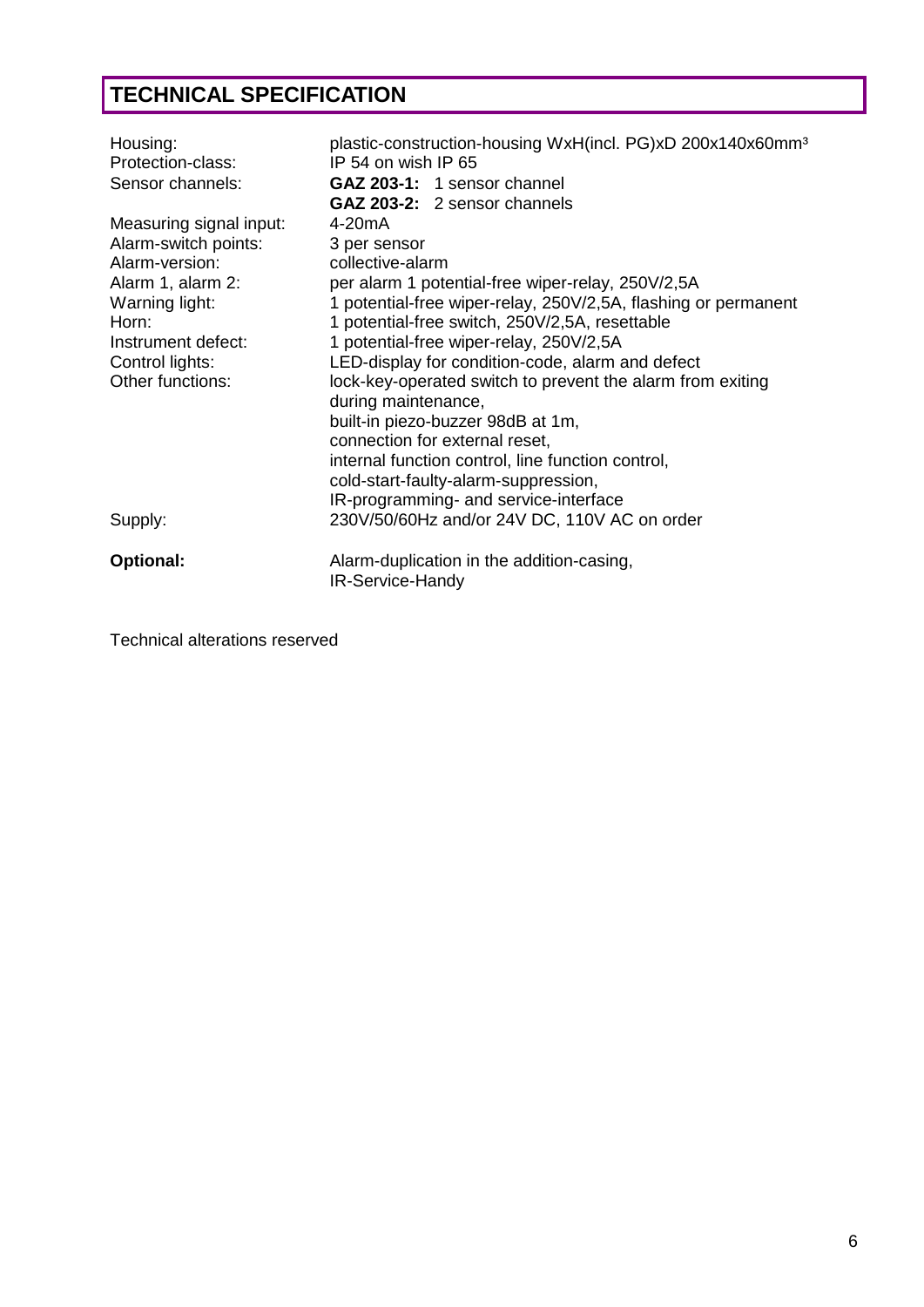# TECHNICAL SPECIFICATION

| | |
|---|---|
| Housing: | plastic-construction-housing WxH(incl. PG)xD 200x140x60mm³ |
| Protection-class: | IP 54 on wish IP 65 |
| Sensor channels: | **GAZ 203-1:** 1 sensor channel<br>**GAZ 203-2:** 2 sensor channels |
| Measuring signal input: | 4-20mA |
| Alarm-switch points: | 3 per sensor |
| Alarm-version: | collective-alarm |
| Alarm 1, alarm 2: | per alarm 1 potential-free wiper-relay, 250V/2,5A |
| Warning light: | 1 potential-free wiper-relay, 250V/2,5A, flashing or permanent |
| Horn: | 1 potential-free switch, 250V/2,5A, resettable |
| Instrument defect: | 1 potential-free wiper-relay, 250V/2,5A |
| Control lights: | LED-display for condition-code, alarm and defect |
| Other functions: | lock-key-operated switch to prevent the alarm from exiting during maintenance,<br>built-in piezo-buzzer 98dB at 1m,<br>connection for external reset,<br>internal function control, line function control,<br>cold-start-faulty-alarm-suppression,<br>IR-programming- and service-interface |
| Supply: | 230V/50/60Hz and/or 24V DC, 110V AC on order |
| **Optional:** | Alarm-duplication in the addition-casing,<br>IR-Service-Handy |

Technical alterations reserved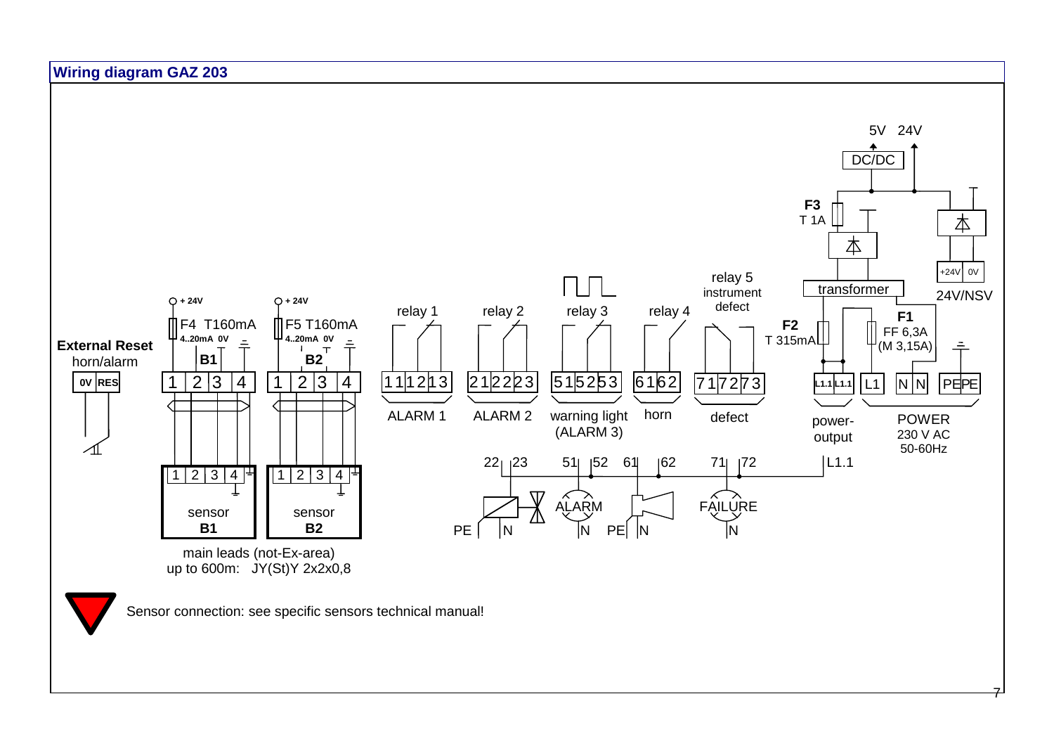## Wiring diagram GAZ 203

External Reset
horn/alarm

0V | RES

+ 24V F4 T160mA 4..20mA 0V **B1** 1 | 2 | 3 | 4

+ 24V F5 T160mA 4..20mA 0V **B2** 1 | 2 | 3 | 4

relay 1: 11 | 12 | 13 — ALARM 1

relay 2: 21 | 22 | 23 — ALARM 2

relay 3: 51 | 52 | 53 — warning light (ALARM 3)

relay 4: 61 | 62 — horn

relay 5 instrument defect: 71 | 72 | 73 — defect

F2 T 315mA — L1.1 | L1.1 — power-output

F1 FF 6,3A (M 3,15A) — L1 | N | N | PE | PE — POWER 230 V AC 50-60Hz

F3 T 1A

transformer

DC/DC 5V 24V

24V/NSV +24V 0V

sensor **B1** 1 | 2 | 3 | 4

sensor **B2** 1 | 2 | 3 | 4

main leads (not-Ex-area) up to 600m: JY(St)Y 2x2x0,8

22 23 51 52 61 62 71 72 L1.1

PE N ALARM N PE N FAILURE N

Sensor connection: see specific sensors technical manual!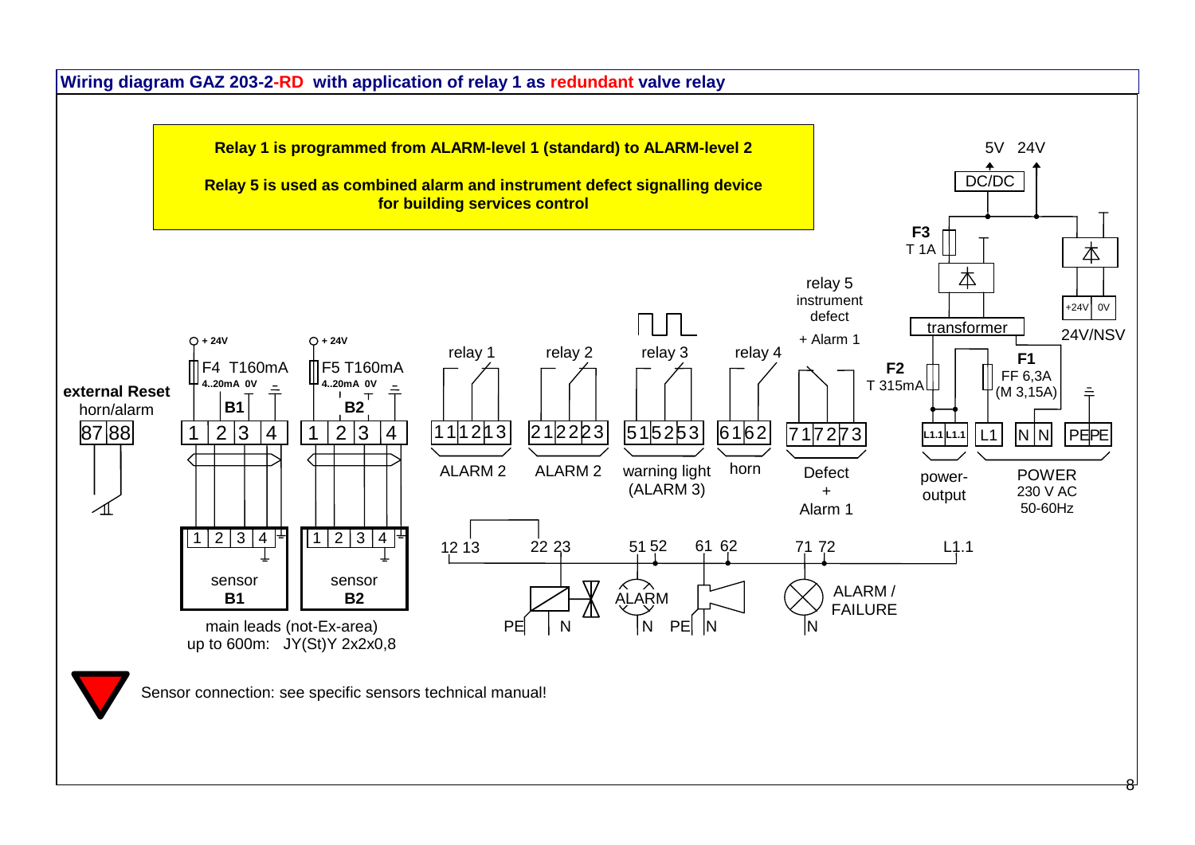## Wiring diagram GAZ 203-2-RD with application of relay 1 as redundant valve relay

**Relay 1 is programmed from ALARM-level 1 (standard) to ALARM-level 2**

**Relay 5 is used as combined alarm and instrument defect signalling device for building services control**

5V 24V

DC/DC

**F3**
T 1A

transformer

+24V 0V

24V/NSV

relay 5
instrument
defect
+ Alarm 1

**F2**
T 315mA

**F1**
FF 6,3A
(M 3,15A)

L1.1 L1.1 L1 N N PE PE

power-
output

POWER
230 V AC
50-60Hz

+ 24V + 24V

F4 T160mA
4..20mA 0V

F5 T160mA
4..20mA 0V

**B1** **B2**

**external Reset**
horn/alarm

87 88

1 2 3 4 1 2 3 4

relay 1 relay 2 relay 3 relay 4

11 12 13 21 22 23 51 52 53 61 62 71 72 73

ALARM 2 ALARM 2 warning light (ALARM 3) horn Defect + Alarm 1

1 2 3 4 1 2 3 4

sensor **B1** sensor **B2**

main leads (not-Ex-area)
up to 600m: JY(St)Y 2x2x0,8

12 13 22 23 51 52 61 62 71 72 L1.1

PE N ALARM N PE N N

ALARM / FAILURE

Sensor connection: see specific sensors technical manual!